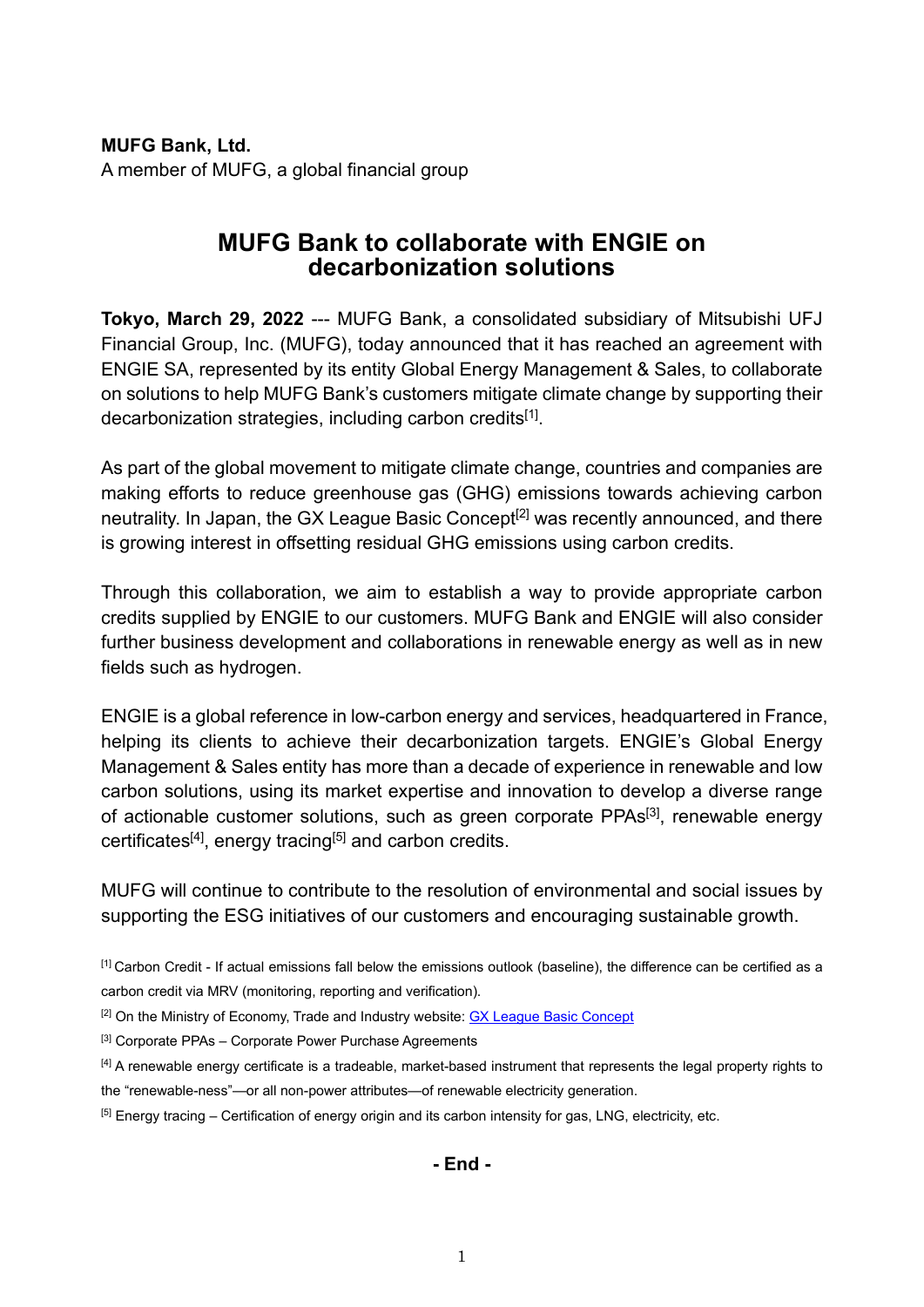**MUFG Bank, Ltd.**
A member of MUFG, a global financial group

# MUFG Bank to collaborate with ENGIE on decarbonization solutions

**Tokyo, March 29, 2022** --- MUFG Bank, a consolidated subsidiary of Mitsubishi UFJ Financial Group, Inc. (MUFG), today announced that it has reached an agreement with ENGIE SA, represented by its entity Global Energy Management & Sales, to collaborate on solutions to help MUFG Bank's customers mitigate climate change by supporting their decarbonization strategies, including carbon credits[1].

As part of the global movement to mitigate climate change, countries and companies are making efforts to reduce greenhouse gas (GHG) emissions towards achieving carbon neutrality. In Japan, the GX League Basic Concept[2] was recently announced, and there is growing interest in offsetting residual GHG emissions using carbon credits.

Through this collaboration, we aim to establish a way to provide appropriate carbon credits supplied by ENGIE to our customers. MUFG Bank and ENGIE will also consider further business development and collaborations in renewable energy as well as in new fields such as hydrogen.

ENGIE is a global reference in low-carbon energy and services, headquartered in France, helping its clients to achieve their decarbonization targets. ENGIE's Global Energy Management & Sales entity has more than a decade of experience in renewable and low carbon solutions, using its market expertise and innovation to develop a diverse range of actionable customer solutions, such as green corporate PPAs[3], renewable energy certificates[4], energy tracing[5] and carbon credits.

MUFG will continue to contribute to the resolution of environmental and social issues by supporting the ESG initiatives of our customers and encouraging sustainable growth.

[1] Carbon Credit - If actual emissions fall below the emissions outlook (baseline), the difference can be certified as a carbon credit via MRV (monitoring, reporting and verification).

[2] On the Ministry of Economy, Trade and Industry website: GX League Basic Concept

[3] Corporate PPAs – Corporate Power Purchase Agreements

[4] A renewable energy certificate is a tradeable, market-based instrument that represents the legal property rights to the "renewable-ness"—or all non-power attributes—of renewable electricity generation.

[5] Energy tracing – Certification of energy origin and its carbon intensity for gas, LNG, electricity, etc.

**- End -**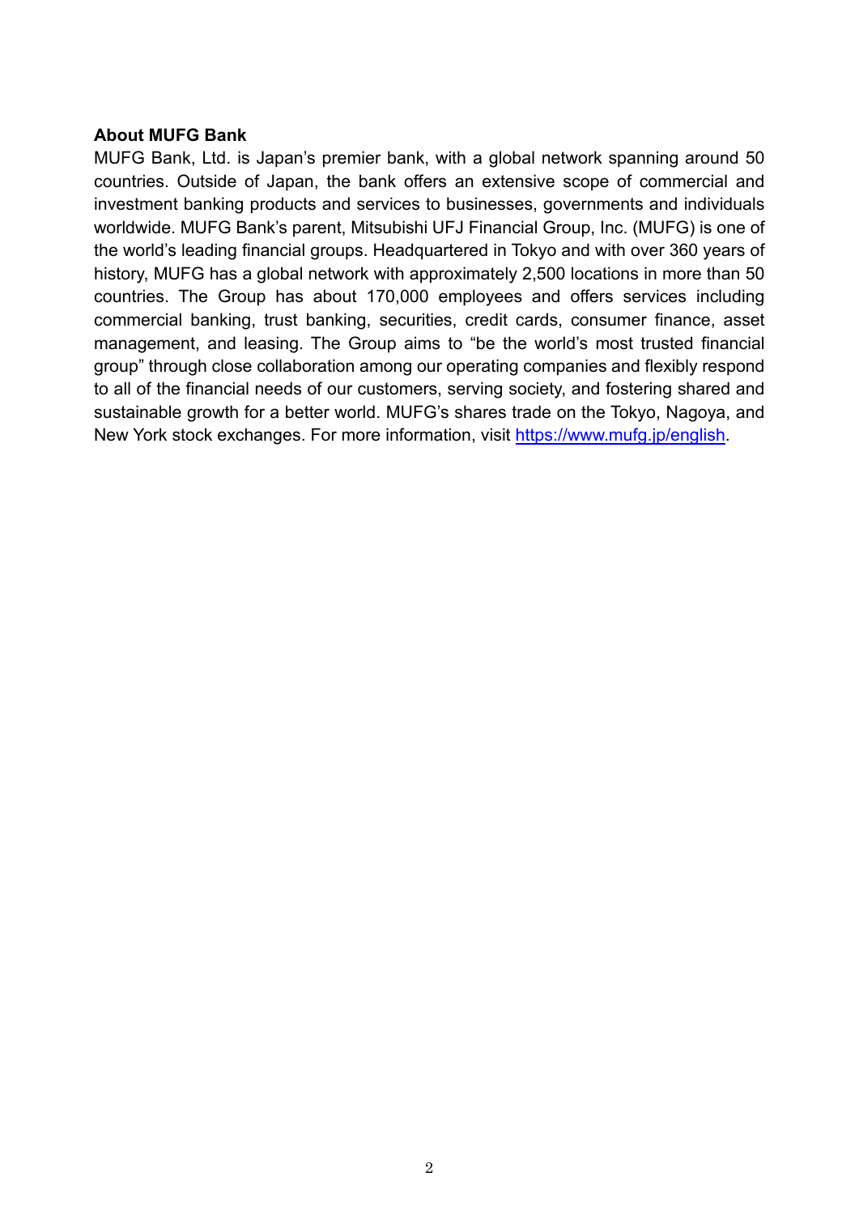**About MUFG Bank**

MUFG Bank, Ltd. is Japan's premier bank, with a global network spanning around 50 countries. Outside of Japan, the bank offers an extensive scope of commercial and investment banking products and services to businesses, governments and individuals worldwide. MUFG Bank's parent, Mitsubishi UFJ Financial Group, Inc. (MUFG) is one of the world's leading financial groups. Headquartered in Tokyo and with over 360 years of history, MUFG has a global network with approximately 2,500 locations in more than 50 countries. The Group has about 170,000 employees and offers services including commercial banking, trust banking, securities, credit cards, consumer finance, asset management, and leasing. The Group aims to "be the world's most trusted financial group" through close collaboration among our operating companies and flexibly respond to all of the financial needs of our customers, serving society, and fostering shared and sustainable growth for a better world. MUFG's shares trade on the Tokyo, Nagoya, and New York stock exchanges. For more information, visit https://www.mufg.jp/english.